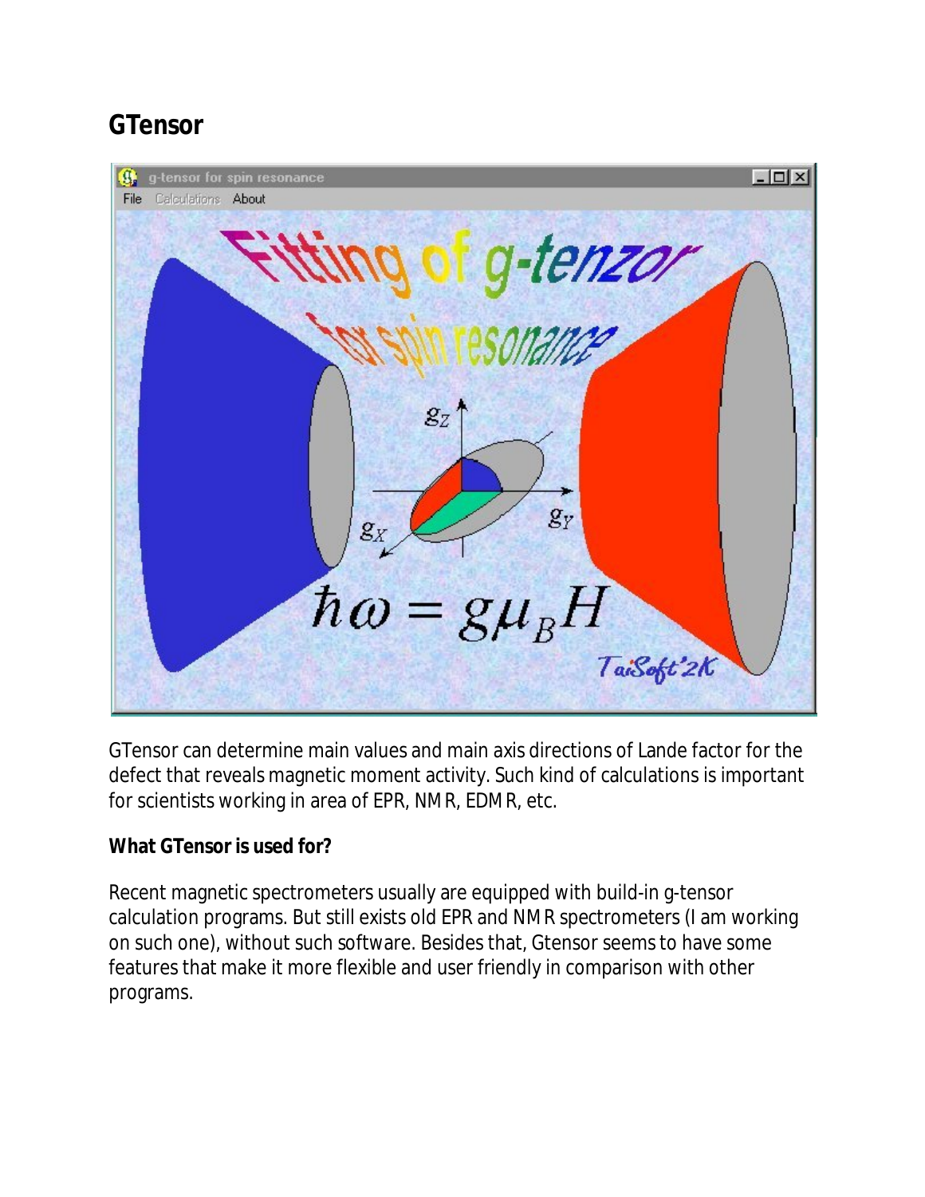# GTensor

GTensor can determine main values and main axis directions of Lande factor for the defect that reveals magnetic moment activity. Such kind of calculations is important for scientists working in area of EPR, NMR, EDMR, etc.

**What GTensor is used for?**

Recent magnetic spectrometers usually are equipped with build-in g-tensor calculation programs. But still exists old EPR and NMR spectrometers (I am working on such one), without such software. Besides that, Gtensor seems to have some features that make it more flexible and user friendly in comparison with other programs.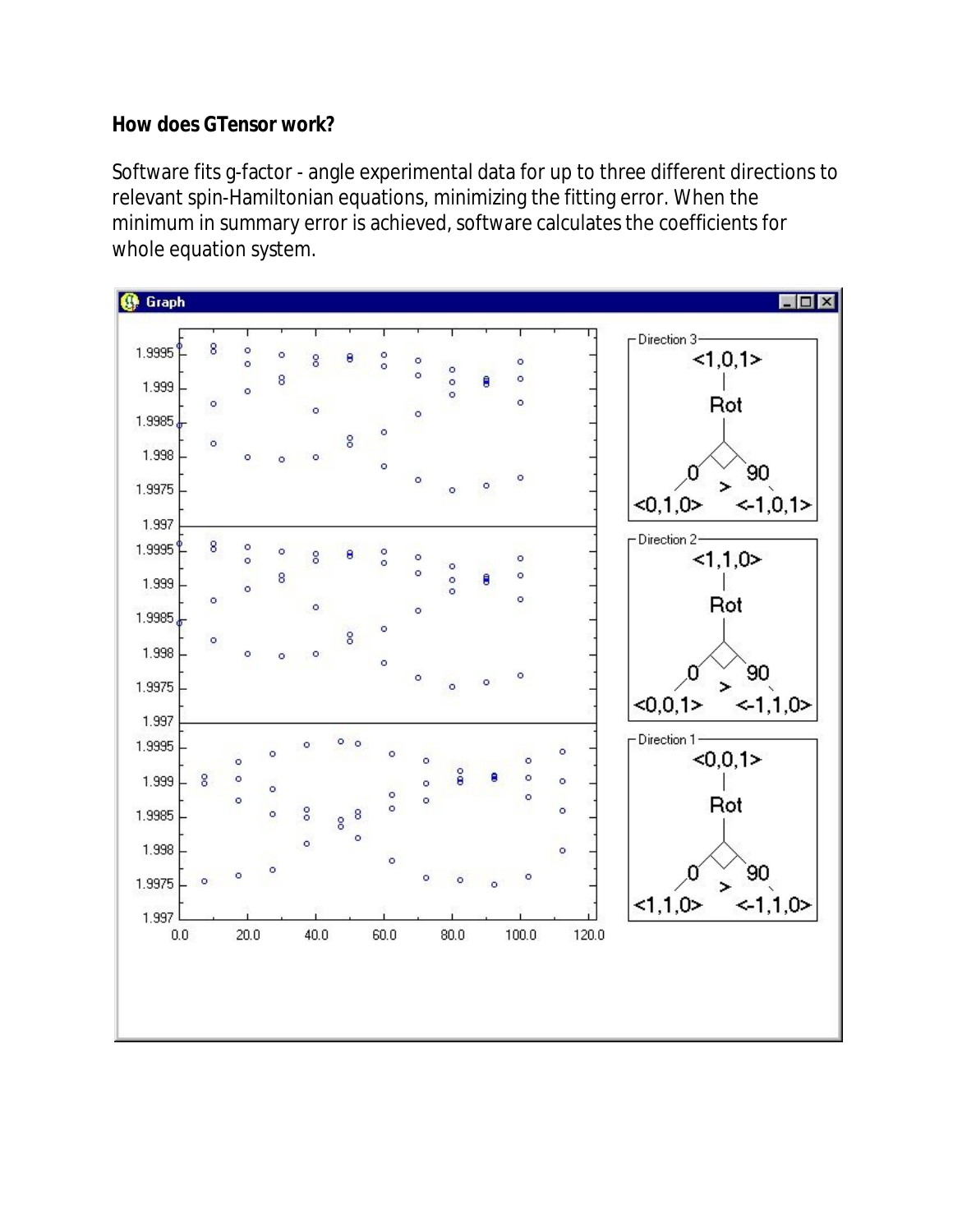**How does GTensor work?**

Software fits g-factor - angle experimental data for up to three different directions to relevant spin-Hamiltonian equations, minimizing the fitting error. When the minimum in summary error is achieved, software calculates the coefficients for whole equation system.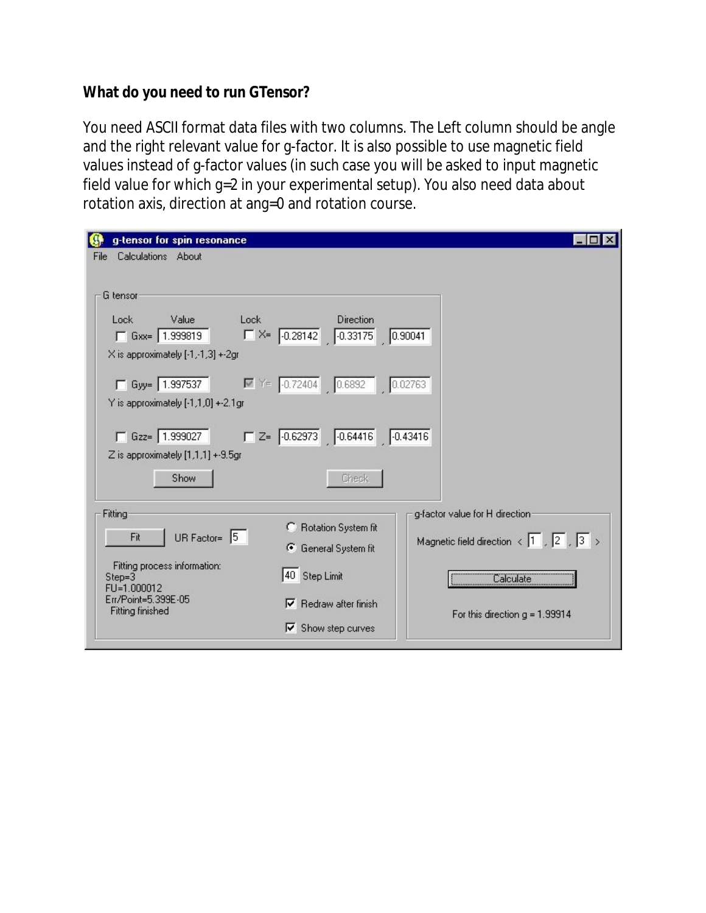**What do you need to run GTensor?**

You need ASCII format data files with two columns. The Left column should be angle and the right relevant value for g-factor. It is also possible to use magnetic field values instead of g-factor values (in such case you will be asked to input magnetic field value for which g=2 in your experimental setup). You also need data about rotation axis, direction at ang=0 and rotation course.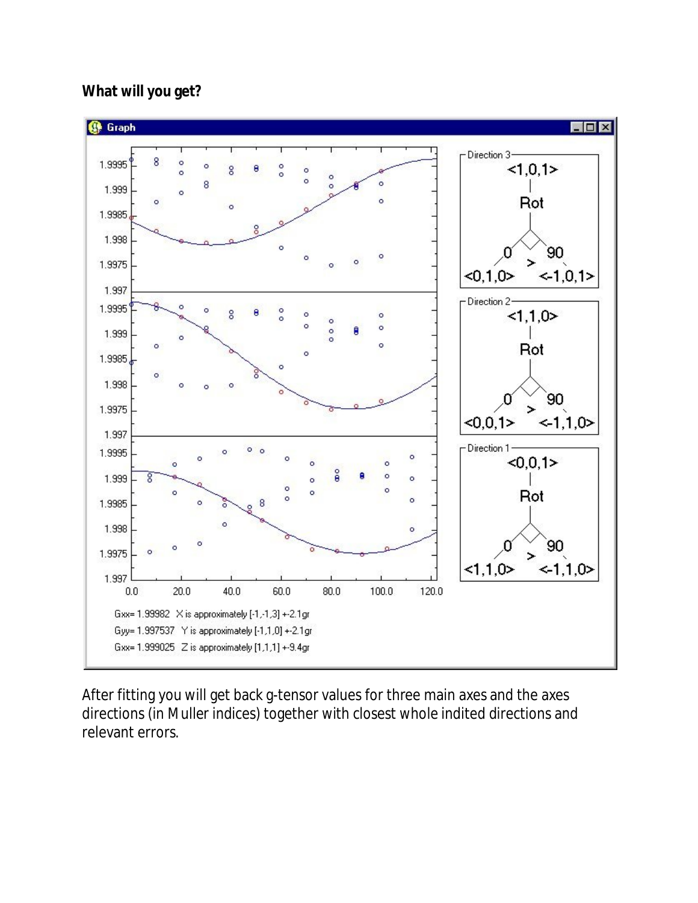**What will you get?**

After fitting you will get back g-tensor values for three main axes and the axes directions (in Muller indices) together with closest whole indited directions and relevant errors.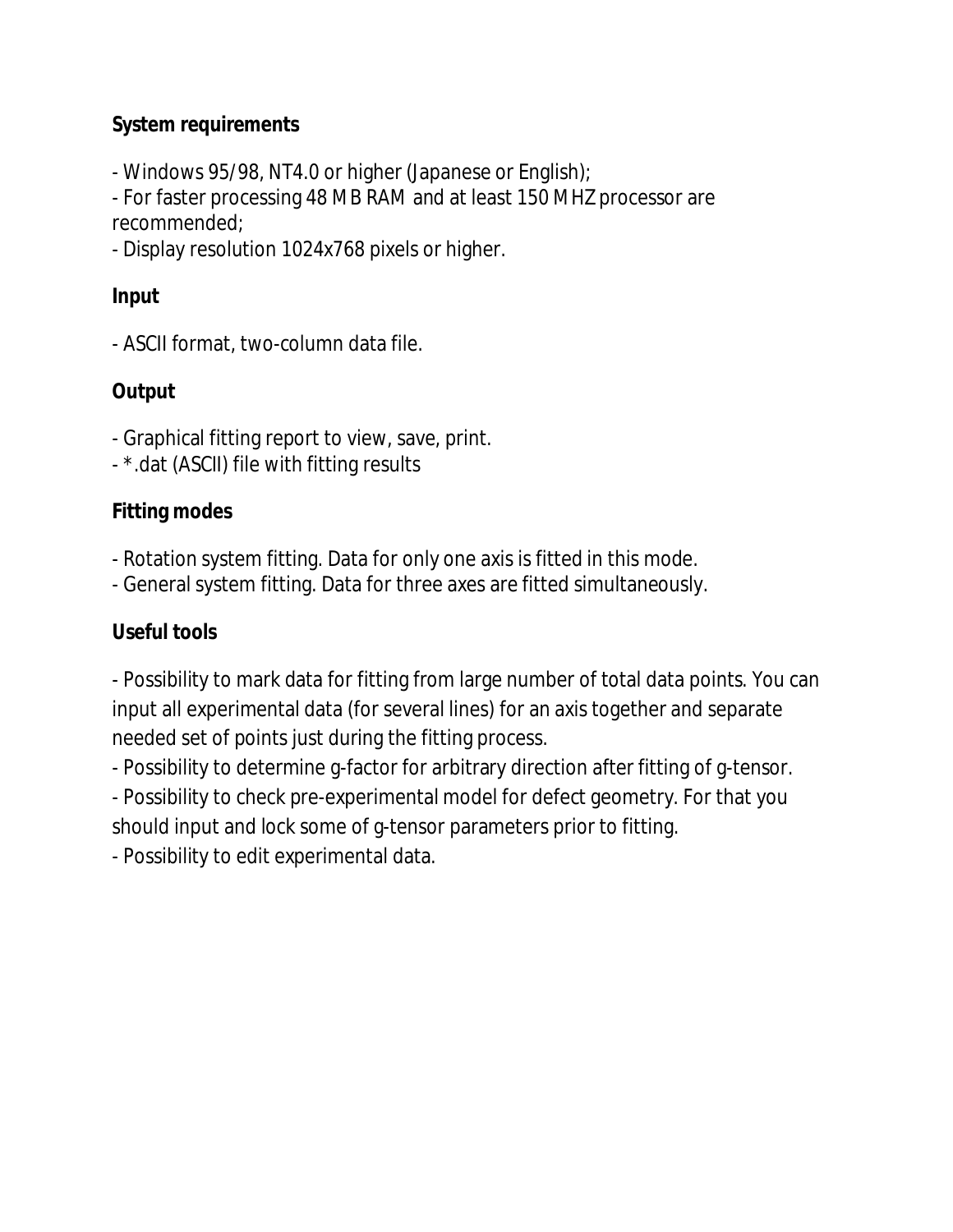**System requirements**

- Windows 95/98, NT4.0 or higher (Japanese or English);
- For faster processing 48 MB RAM and at least 150 MHZ processor are recommended;
- Display resolution 1024x768 pixels or higher.

**Input**

- ASCII format, two-column data file.

**Output**

- Graphical fitting report to view, save, print.
- *.dat (ASCII) file with fitting results

**Fitting modes**

- Rotation system fitting. Data for only one axis is fitted in this mode.
- General system fitting. Data for three axes are fitted simultaneously.

**Useful tools**

- Possibility to mark data for fitting from large number of total data points. You can input all experimental data (for several lines) for an axis together and separate needed set of points just during the fitting process.
- Possibility to determine g-factor for arbitrary direction after fitting of g-tensor.
- Possibility to check pre-experimental model for defect geometry. For that you should input and lock some of g-tensor parameters prior to fitting.
- Possibility to edit experimental data.